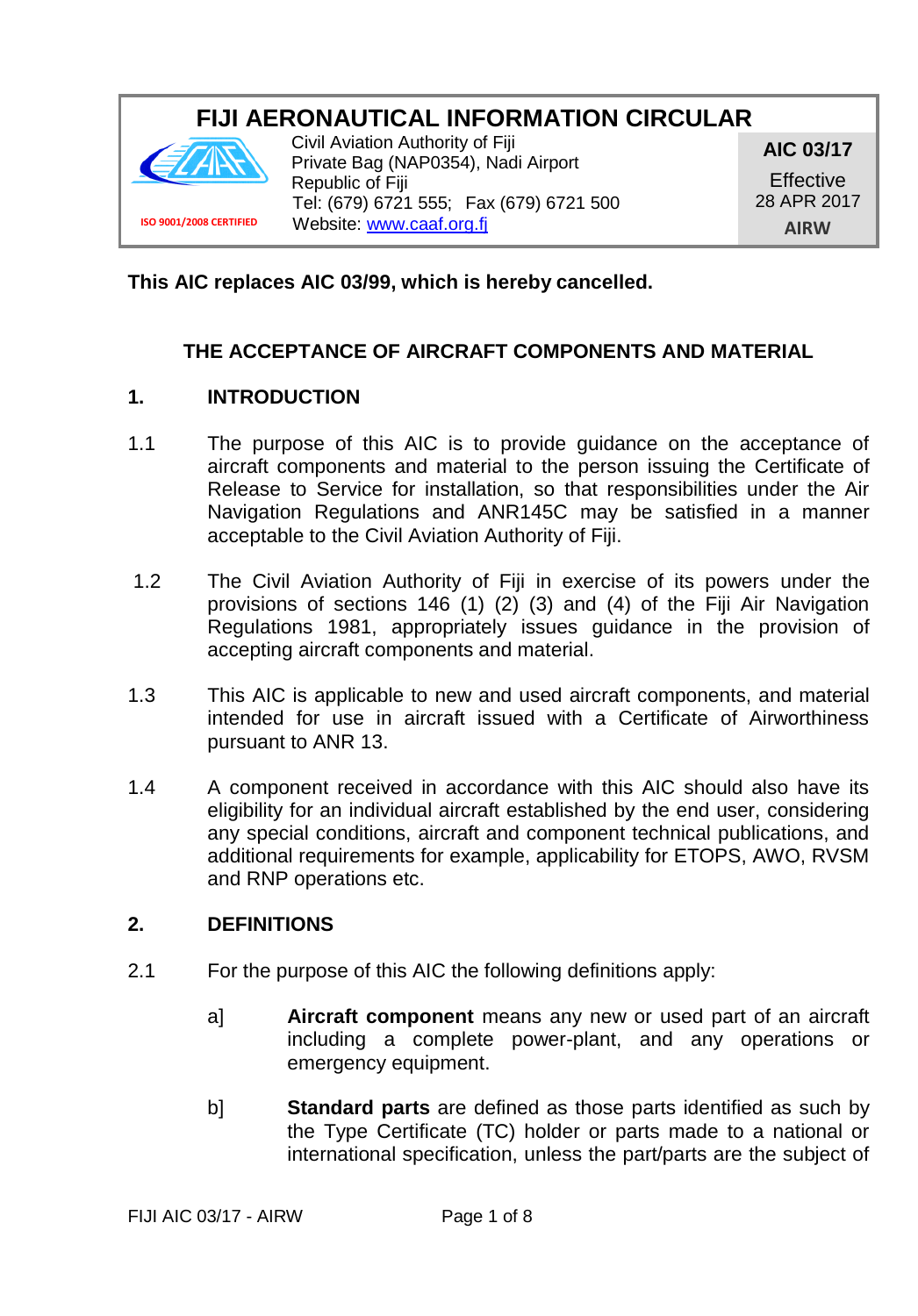# FIJI AERONAUTICAL INFORMATION CIRCULAR

ISO 9001/2008 CERTIFIED

Civil Aviation Authority of Fiji
Private Bag (NAP0354), Nadi Airport
Republic of Fiji
Tel: (679) 6721 555; Fax (679) 6721 500
Website: www.caaf.org.fj

**AIC 03/17**
Effective
28 APR 2017
**AIRW**

**This AIC replaces AIC 03/99, which is hereby cancelled.**

## THE ACCEPTANCE OF AIRCRAFT COMPONENTS AND MATERIAL

## 1. INTRODUCTION

1.1 The purpose of this AIC is to provide guidance on the acceptance of aircraft components and material to the person issuing the Certificate of Release to Service for installation, so that responsibilities under the Air Navigation Regulations and ANR145C may be satisfied in a manner acceptable to the Civil Aviation Authority of Fiji.

1.2 The Civil Aviation Authority of Fiji in exercise of its powers under the provisions of sections 146 (1) (2) (3) and (4) of the Fiji Air Navigation Regulations 1981, appropriately issues guidance in the provision of accepting aircraft components and material.

1.3 This AIC is applicable to new and used aircraft components, and material intended for use in aircraft issued with a Certificate of Airworthiness pursuant to ANR 13.

1.4 A component received in accordance with this AIC should also have its eligibility for an individual aircraft established by the end user, considering any special conditions, aircraft and component technical publications, and additional requirements for example, applicability for ETOPS, AWO, RVSM and RNP operations etc.

## 2. DEFINITIONS

2.1 For the purpose of this AIC the following definitions apply:

a] **Aircraft component** means any new or used part of an aircraft including a complete power-plant, and any operations or emergency equipment.

b] **Standard parts** are defined as those parts identified as such by the Type Certificate (TC) holder or parts made to a national or international specification, unless the part/parts are the subject of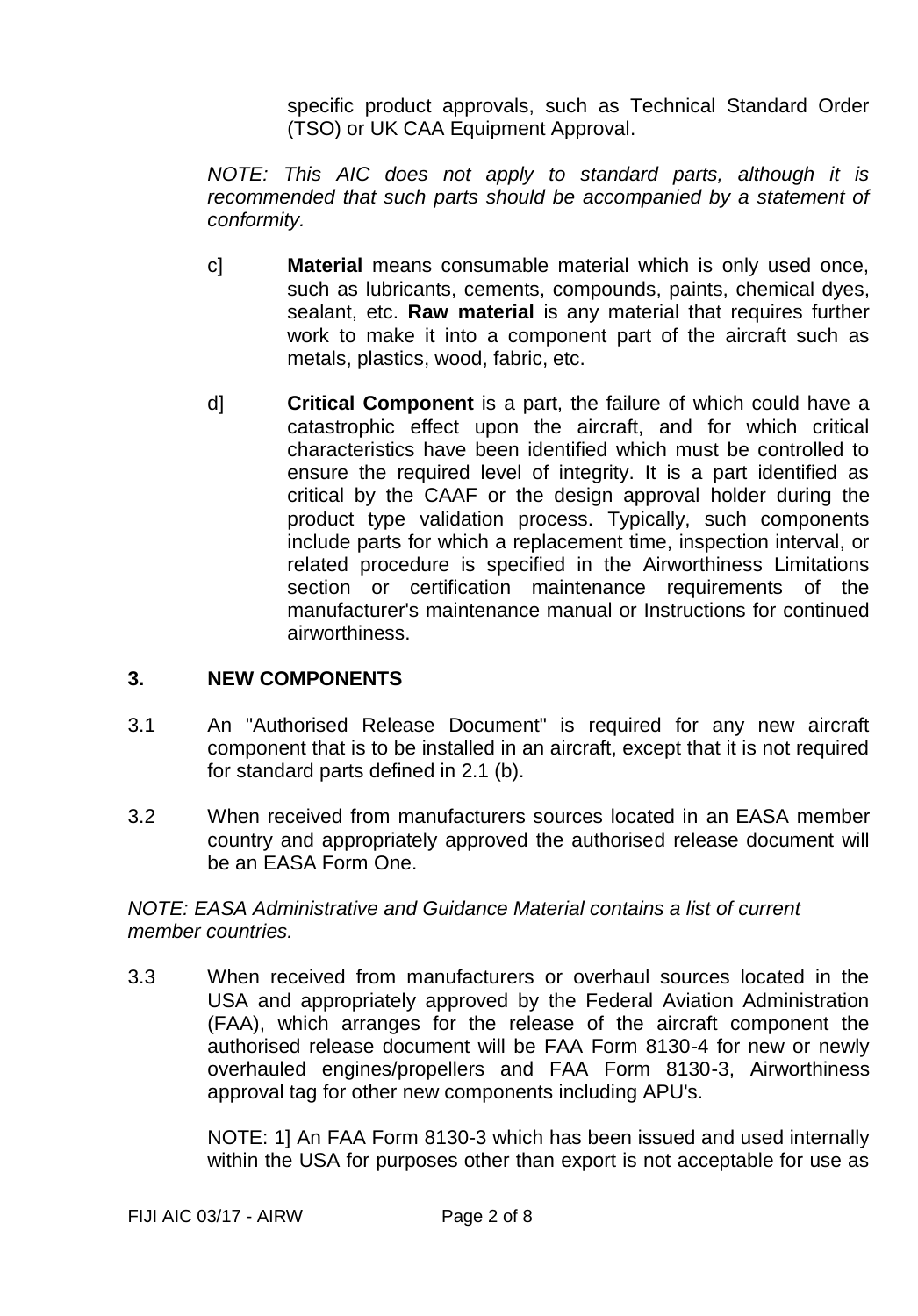specific product approvals, such as Technical Standard Order (TSO) or UK CAA Equipment Approval.

*NOTE: This AIC does not apply to standard parts, although it is recommended that such parts should be accompanied by a statement of conformity.*

c] **Material** means consumable material which is only used once, such as lubricants, cements, compounds, paints, chemical dyes, sealant, etc. **Raw material** is any material that requires further work to make it into a component part of the aircraft such as metals, plastics, wood, fabric, etc.

d] **Critical Component** is a part, the failure of which could have a catastrophic effect upon the aircraft, and for which critical characteristics have been identified which must be controlled to ensure the required level of integrity. It is a part identified as critical by the CAAF or the design approval holder during the product type validation process. Typically, such components include parts for which a replacement time, inspection interval, or related procedure is specified in the Airworthiness Limitations section or certification maintenance requirements of the manufacturer's maintenance manual or Instructions for continued airworthiness.

## 3. NEW COMPONENTS

3.1 An "Authorised Release Document" is required for any new aircraft component that is to be installed in an aircraft, except that it is not required for standard parts defined in 2.1 (b).

3.2 When received from manufacturers sources located in an EASA member country and appropriately approved the authorised release document will be an EASA Form One.

*NOTE: EASA Administrative and Guidance Material contains a list of current member countries.*

3.3 When received from manufacturers or overhaul sources located in the USA and appropriately approved by the Federal Aviation Administration (FAA), which arranges for the release of the aircraft component the authorised release document will be FAA Form 8130-4 for new or newly overhauled engines/propellers and FAA Form 8130-3, Airworthiness approval tag for other new components including APU's.

NOTE: 1] An FAA Form 8130-3 which has been issued and used internally within the USA for purposes other than export is not acceptable for use as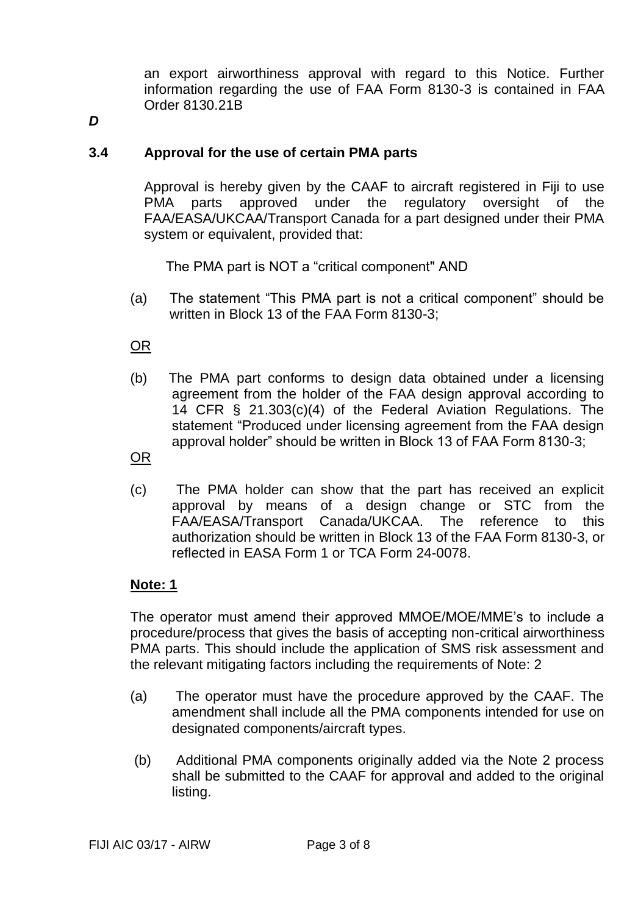an export airworthiness approval with regard to this Notice. Further information regarding the use of FAA Form 8130-3 is contained in FAA Order 8130.21B

***D***

### 3.4 Approval for the use of certain PMA parts

Approval is hereby given by the CAAF to aircraft registered in Fiji to use PMA parts approved under the regulatory oversight of the FAA/EASA/UKCAA/Transport Canada for a part designed under their PMA system or equivalent, provided that:

The PMA part is NOT a "critical component" AND

(a) The statement "This PMA part is not a critical component" should be written in Block 13 of the FAA Form 8130-3;

<u>OR</u>

(b) The PMA part conforms to design data obtained under a licensing agreement from the holder of the FAA design approval according to 14 CFR § 21.303(c)(4) of the Federal Aviation Regulations. The statement "Produced under licensing agreement from the FAA design approval holder" should be written in Block 13 of FAA Form 8130-3;

<u>OR</u>

(c) The PMA holder can show that the part has received an explicit approval by means of a design change or STC from the FAA/EASA/Transport Canada/UKCAA. The reference to this authorization should be written in Block 13 of the FAA Form 8130-3, or reflected in EASA Form 1 or TCA Form 24-0078.

**<u>Note: 1</u>**

The operator must amend their approved MMOE/MOE/MME's to include a procedure/process that gives the basis of accepting non-critical airworthiness PMA parts. This should include the application of SMS risk assessment and the relevant mitigating factors including the requirements of Note: 2

(a) The operator must have the procedure approved by the CAAF. The amendment shall include all the PMA components intended for use on designated components/aircraft types.

(b) Additional PMA components originally added via the Note 2 process shall be submitted to the CAAF for approval and added to the original listing.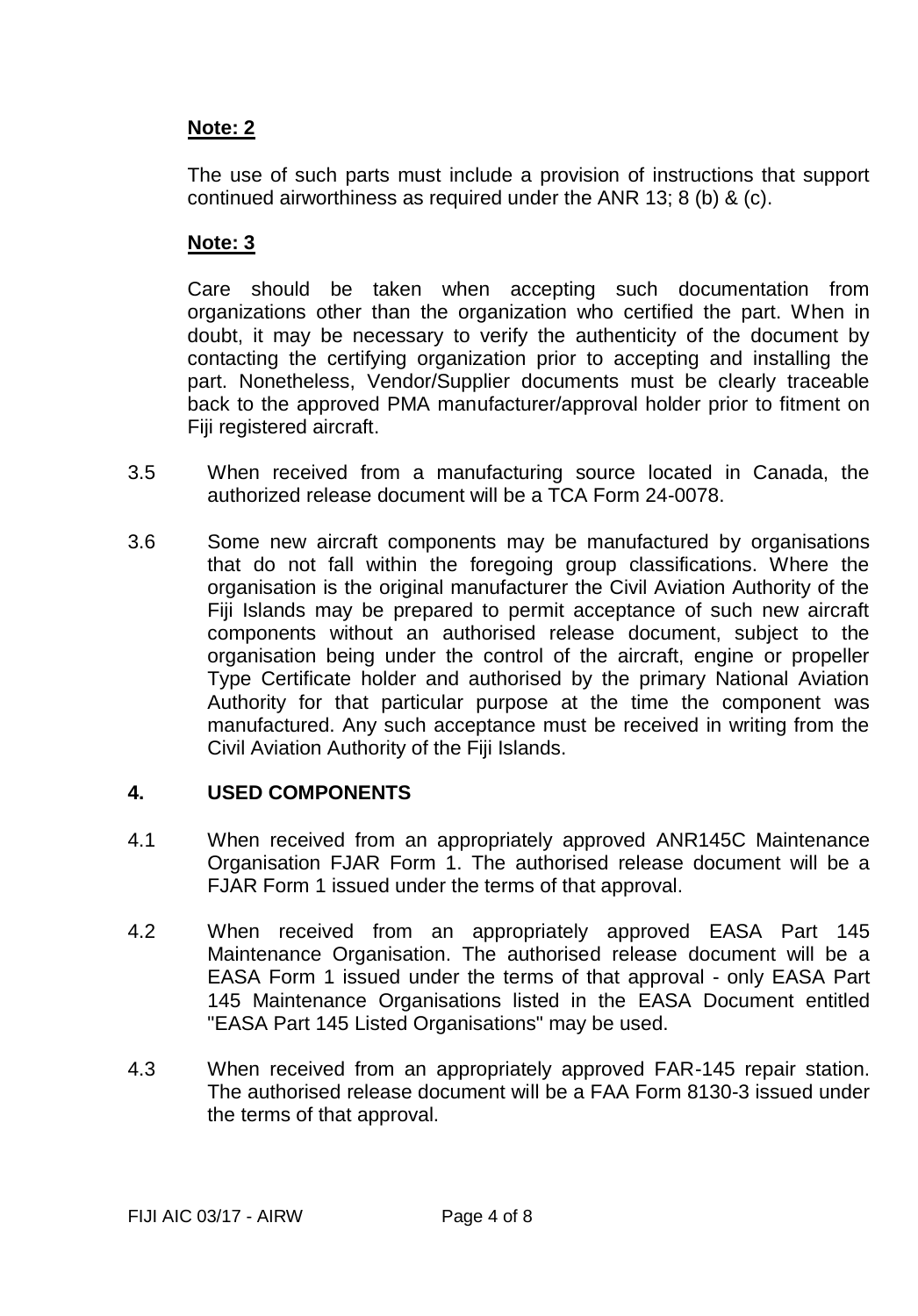**Note: 2**

The use of such parts must include a provision of instructions that support continued airworthiness as required under the ANR 13; 8 (b) & (c).

**Note: 3**

Care should be taken when accepting such documentation from organizations other than the organization who certified the part. When in doubt, it may be necessary to verify the authenticity of the document by contacting the certifying organization prior to accepting and installing the part. Nonetheless, Vendor/Supplier documents must be clearly traceable back to the approved PMA manufacturer/approval holder prior to fitment on Fiji registered aircraft.

3.5 When received from a manufacturing source located in Canada, the authorized release document will be a TCA Form 24-0078.

3.6 Some new aircraft components may be manufactured by organisations that do not fall within the foregoing group classifications. Where the organisation is the original manufacturer the Civil Aviation Authority of the Fiji Islands may be prepared to permit acceptance of such new aircraft components without an authorised release document, subject to the organisation being under the control of the aircraft, engine or propeller Type Certificate holder and authorised by the primary National Aviation Authority for that particular purpose at the time the component was manufactured. Any such acceptance must be received in writing from the Civil Aviation Authority of the Fiji Islands.

## 4. USED COMPONENTS

4.1 When received from an appropriately approved ANR145C Maintenance Organisation FJAR Form 1. The authorised release document will be a FJAR Form 1 issued under the terms of that approval.

4.2 When received from an appropriately approved EASA Part 145 Maintenance Organisation. The authorised release document will be a EASA Form 1 issued under the terms of that approval - only EASA Part 145 Maintenance Organisations listed in the EASA Document entitled "EASA Part 145 Listed Organisations" may be used.

4.3 When received from an appropriately approved FAR-145 repair station. The authorised release document will be a FAA Form 8130-3 issued under the terms of that approval.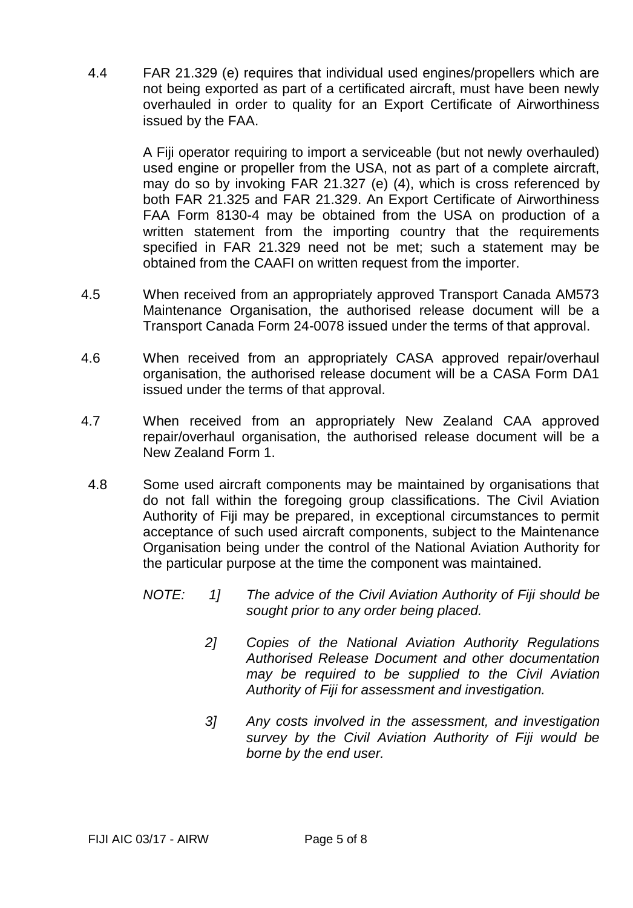4.4 FAR 21.329 (e) requires that individual used engines/propellers which are not being exported as part of a certificated aircraft, must have been newly overhauled in order to quality for an Export Certificate of Airworthiness issued by the FAA.

A Fiji operator requiring to import a serviceable (but not newly overhauled) used engine or propeller from the USA, not as part of a complete aircraft, may do so by invoking FAR 21.327 (e) (4), which is cross referenced by both FAR 21.325 and FAR 21.329. An Export Certificate of Airworthiness FAA Form 8130-4 may be obtained from the USA on production of a written statement from the importing country that the requirements specified in FAR 21.329 need not be met; such a statement may be obtained from the CAAFI on written request from the importer.

4.5 When received from an appropriately approved Transport Canada AM573 Maintenance Organisation, the authorised release document will be a Transport Canada Form 24-0078 issued under the terms of that approval.

4.6 When received from an appropriately CASA approved repair/overhaul organisation, the authorised release document will be a CASA Form DA1 issued under the terms of that approval.

4.7 When received from an appropriately New Zealand CAA approved repair/overhaul organisation, the authorised release document will be a New Zealand Form 1.

4.8 Some used aircraft components may be maintained by organisations that do not fall within the foregoing group classifications. The Civil Aviation Authority of Fiji may be prepared, in exceptional circumstances to permit acceptance of such used aircraft components, subject to the Maintenance Organisation being under the control of the National Aviation Authority for the particular purpose at the time the component was maintained.

*NOTE: 1] The advice of the Civil Aviation Authority of Fiji should be sought prior to any order being placed.*

*2] Copies of the National Aviation Authority Regulations Authorised Release Document and other documentation may be required to be supplied to the Civil Aviation Authority of Fiji for assessment and investigation.*

*3] Any costs involved in the assessment, and investigation survey by the Civil Aviation Authority of Fiji would be borne by the end user.*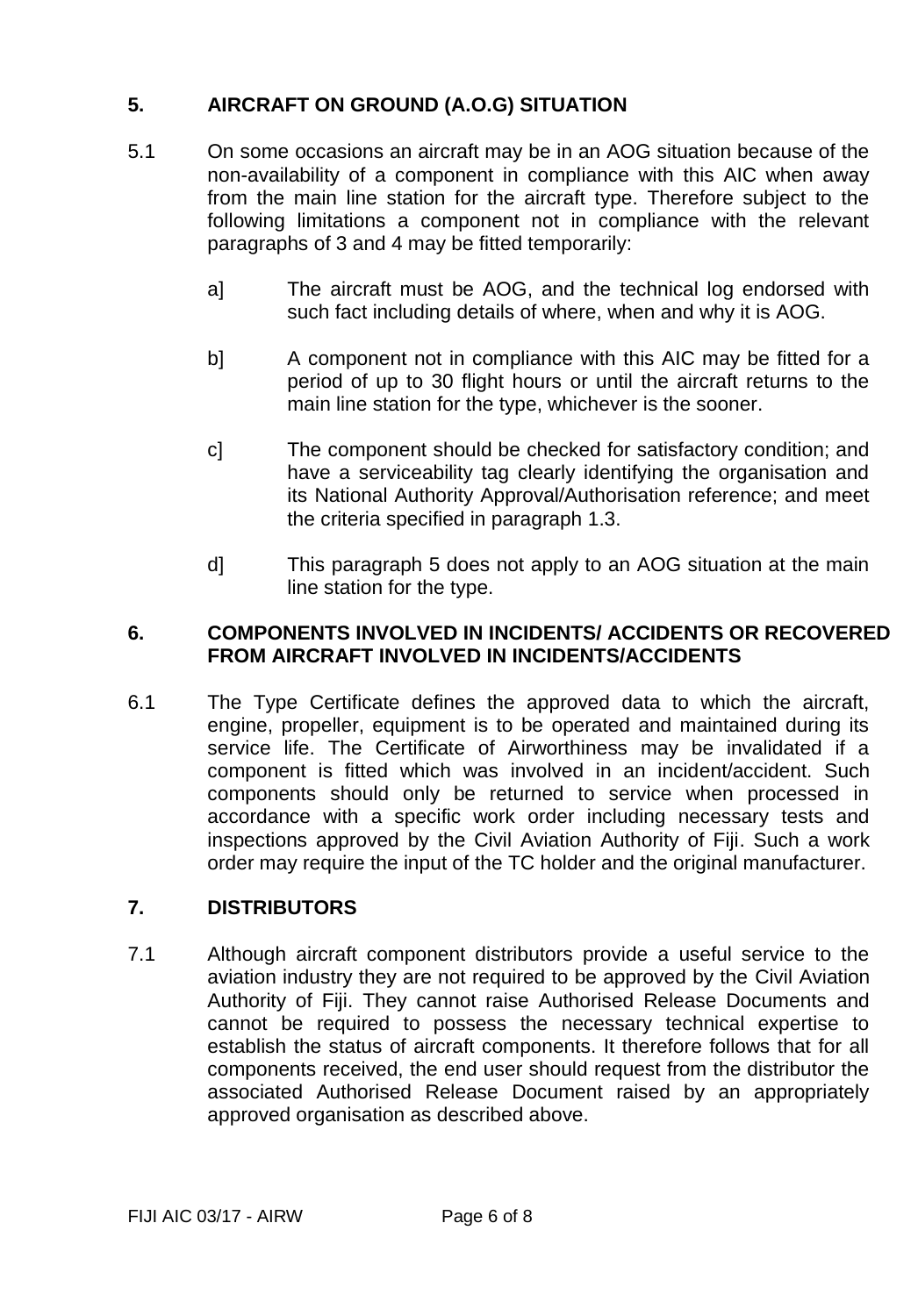## 5. AIRCRAFT ON GROUND (A.O.G) SITUATION

5.1 On some occasions an aircraft may be in an AOG situation because of the non-availability of a component in compliance with this AIC when away from the main line station for the aircraft type. Therefore subject to the following limitations a component not in compliance with the relevant paragraphs of 3 and 4 may be fitted temporarily:

a] The aircraft must be AOG, and the technical log endorsed with such fact including details of where, when and why it is AOG.

b] A component not in compliance with this AIC may be fitted for a period of up to 30 flight hours or until the aircraft returns to the main line station for the type, whichever is the sooner.

c] The component should be checked for satisfactory condition; and have a serviceability tag clearly identifying the organisation and its National Authority Approval/Authorisation reference; and meet the criteria specified in paragraph 1.3.

d] This paragraph 5 does not apply to an AOG situation at the main line station for the type.

## 6. COMPONENTS INVOLVED IN INCIDENTS/ ACCIDENTS OR RECOVERED FROM AIRCRAFT INVOLVED IN INCIDENTS/ACCIDENTS

6.1 The Type Certificate defines the approved data to which the aircraft, engine, propeller, equipment is to be operated and maintained during its service life. The Certificate of Airworthiness may be invalidated if a component is fitted which was involved in an incident/accident. Such components should only be returned to service when processed in accordance with a specific work order including necessary tests and inspections approved by the Civil Aviation Authority of Fiji. Such a work order may require the input of the TC holder and the original manufacturer.

## 7. DISTRIBUTORS

7.1 Although aircraft component distributors provide a useful service to the aviation industry they are not required to be approved by the Civil Aviation Authority of Fiji. They cannot raise Authorised Release Documents and cannot be required to possess the necessary technical expertise to establish the status of aircraft components. It therefore follows that for all components received, the end user should request from the distributor the associated Authorised Release Document raised by an appropriately approved organisation as described above.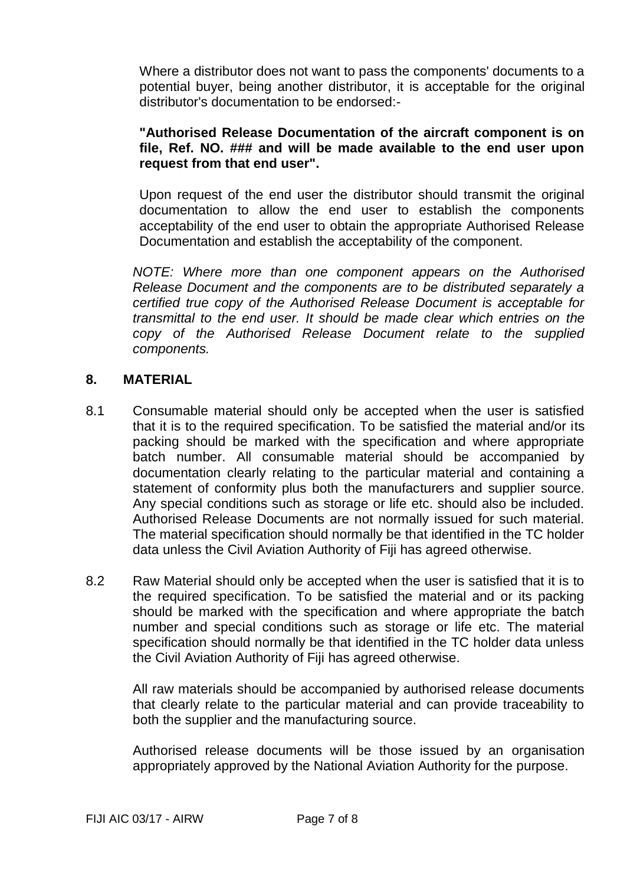Where a distributor does not want to pass the components' documents to a potential buyer, being another distributor, it is acceptable for the original distributor's documentation to be endorsed:-

**"Authorised Release Documentation of the aircraft component is on file, Ref. NO. ### and will be made available to the end user upon request from that end user".**

Upon request of the end user the distributor should transmit the original documentation to allow the end user to establish the components acceptability of the end user to obtain the appropriate Authorised Release Documentation and establish the acceptability of the component.

*NOTE: Where more than one component appears on the Authorised Release Document and the components are to be distributed separately a certified true copy of the Authorised Release Document is acceptable for transmittal to the end user. It should be made clear which entries on the copy of the Authorised Release Document relate to the supplied components.*

## 8. MATERIAL

8.1 Consumable material should only be accepted when the user is satisfied that it is to the required specification. To be satisfied the material and/or its packing should be marked with the specification and where appropriate batch number. All consumable material should be accompanied by documentation clearly relating to the particular material and containing a statement of conformity plus both the manufacturers and supplier source. Any special conditions such as storage or life etc. should also be included. Authorised Release Documents are not normally issued for such material. The material specification should normally be that identified in the TC holder data unless the Civil Aviation Authority of Fiji has agreed otherwise.

8.2 Raw Material should only be accepted when the user is satisfied that it is to the required specification. To be satisfied the material and or its packing should be marked with the specification and where appropriate the batch number and special conditions such as storage or life etc. The material specification should normally be that identified in the TC holder data unless the Civil Aviation Authority of Fiji has agreed otherwise.

All raw materials should be accompanied by authorised release documents that clearly relate to the particular material and can provide traceability to both the supplier and the manufacturing source.

Authorised release documents will be those issued by an organisation appropriately approved by the National Aviation Authority for the purpose.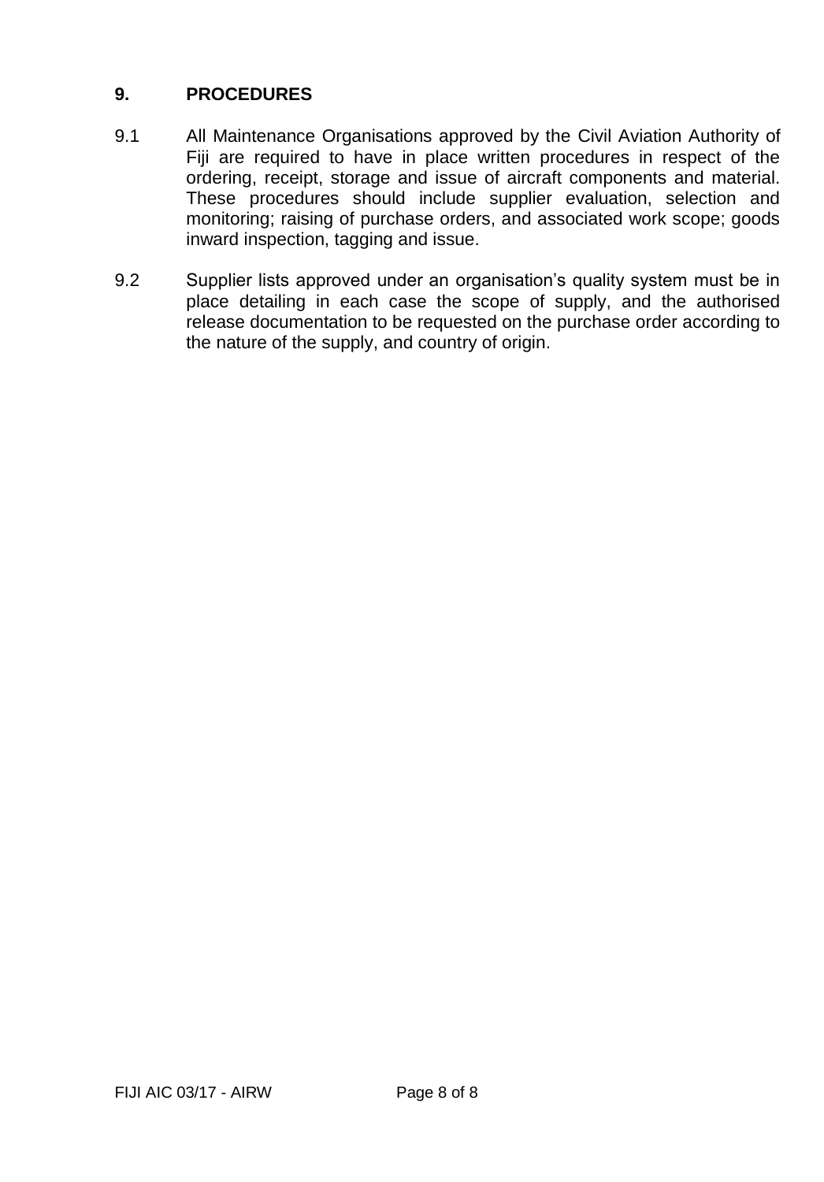## 9. PROCEDURES

9.1 All Maintenance Organisations approved by the Civil Aviation Authority of Fiji are required to have in place written procedures in respect of the ordering, receipt, storage and issue of aircraft components and material. These procedures should include supplier evaluation, selection and monitoring; raising of purchase orders, and associated work scope; goods inward inspection, tagging and issue.

9.2 Supplier lists approved under an organisation's quality system must be in place detailing in each case the scope of supply, and the authorised release documentation to be requested on the purchase order according to the nature of the supply, and country of origin.